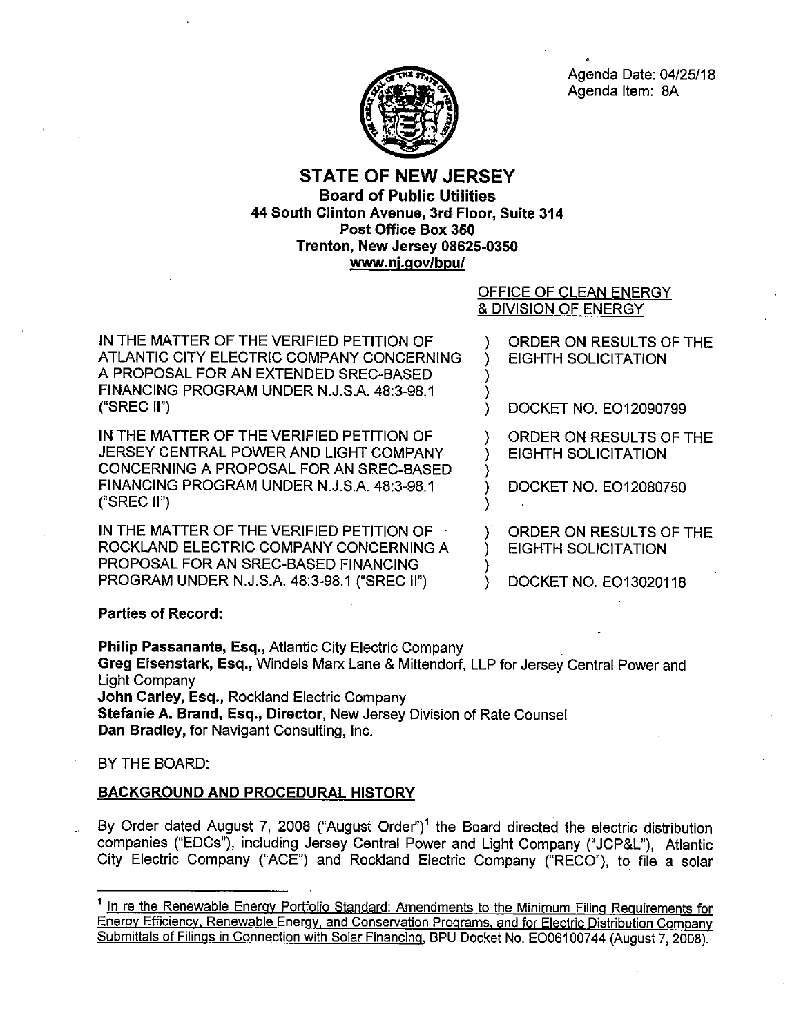Agenda Date: 04/25/18
Agenda Item: 8A

# STATE OF NEW JERSEY

**Board of Public Utilities**
**44 South Clinton Avenue, 3rd Floor, Suite 314**
**Post Office Box 350**
**Trenton, New Jersey 08625-0350**
**www.nj.gov/bpu/**

OFFICE OF CLEAN ENERGY
& DIVISION OF ENERGY

| | |
|---|---|
| IN THE MATTER OF THE VERIFIED PETITION OF ATLANTIC CITY ELECTRIC COMPANY CONCERNING A PROPOSAL FOR AN EXTENDED SREC-BASED FINANCING PROGRAM UNDER N.J.S.A. 48:3-98.1 ("SREC II") | ORDER ON RESULTS OF THE EIGHTH SOLICITATION<br><br>DOCKET NO. EO12090799 |
| IN THE MATTER OF THE VERIFIED PETITION OF JERSEY CENTRAL POWER AND LIGHT COMPANY CONCERNING A PROPOSAL FOR AN SREC-BASED FINANCING PROGRAM UNDER N.J.S.A. 48:3-98.1 ("SREC II") | ORDER ON RESULTS OF THE EIGHTH SOLICITATION<br><br>DOCKET NO. EO12080750 |
| IN THE MATTER OF THE VERIFIED PETITION OF ROCKLAND ELECTRIC COMPANY CONCERNING A PROPOSAL FOR AN SREC-BASED FINANCING PROGRAM UNDER N.J.S.A. 48:3-98.1 ("SREC II") | ORDER ON RESULTS OF THE EIGHTH SOLICITATION<br><br>DOCKET NO. EO13020118 |

**Parties of Record:**

**Philip Passanante, Esq.,** Atlantic City Electric Company
**Greg Eisenstark, Esq.,** Windels Marx Lane & Mittendorf, LLP for Jersey Central Power and Light Company
**John Carley, Esq.,** Rockland Electric Company
**Stefanie A. Brand, Esq., Director,** New Jersey Division of Rate Counsel
**Dan Bradley,** for Navigant Consulting, Inc.

BY THE BOARD:

## BACKGROUND AND PROCEDURAL HISTORY

By Order dated August 7, 2008 ("August Order")[1] the Board directed the electric distribution companies ("EDCs"), including Jersey Central Power and Light Company ("JCP&L"), Atlantic City Electric Company ("ACE") and Rockland Electric Company ("RECO"), to file a solar

---

[1] In re the Renewable Energy Portfolio Standard: Amendments to the Minimum Filing Requirements for Energy Efficiency, Renewable Energy, and Conservation Programs, and for Electric Distribution Company Submittals of Filings in Connection with Solar Financing, BPU Docket No. EO06100744 (August 7, 2008).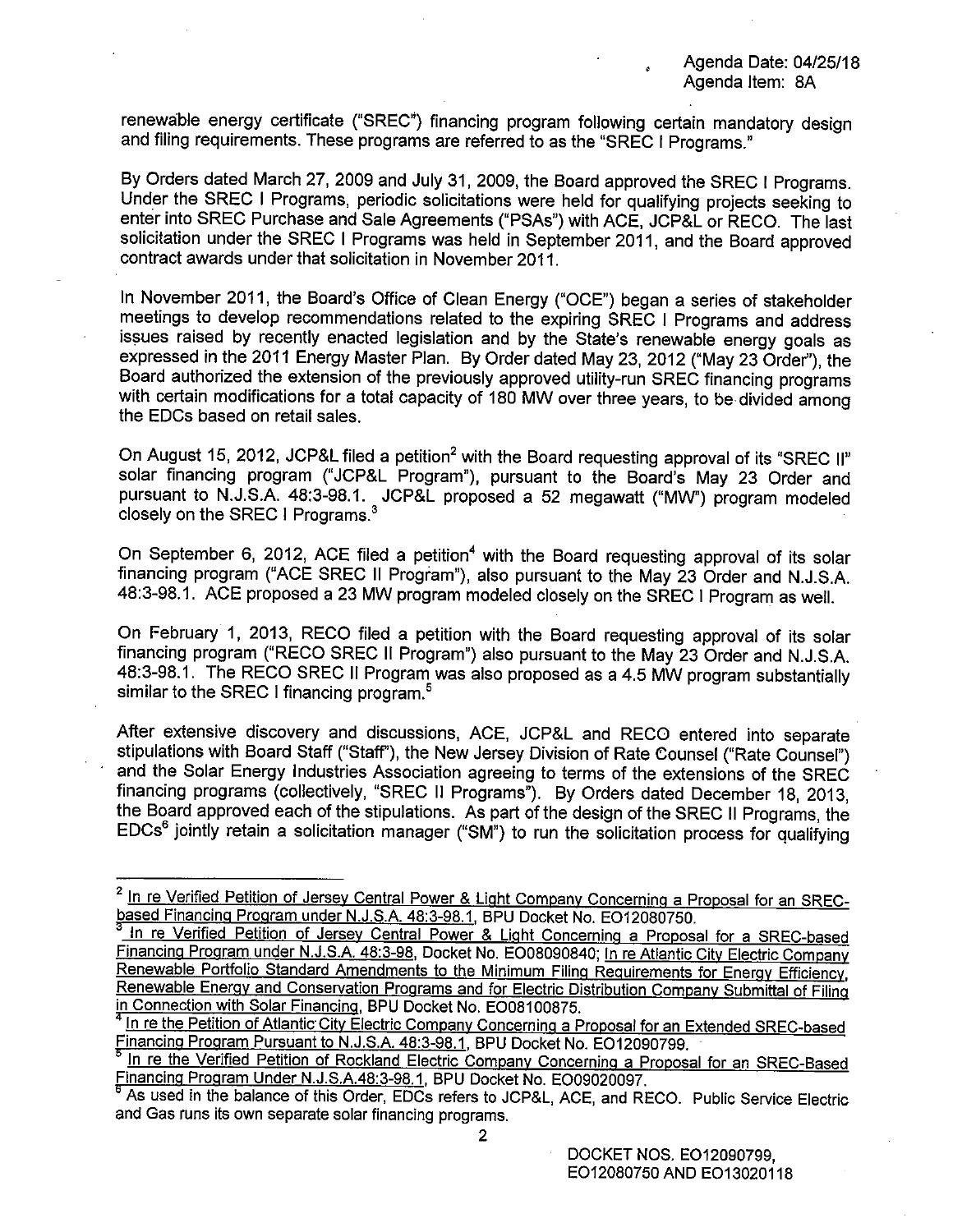renewable energy certificate ("SREC") financing program following certain mandatory design and filing requirements. These programs are referred to as the "SREC I Programs."

By Orders dated March 27, 2009 and July 31, 2009, the Board approved the SREC I Programs. Under the SREC I Programs, periodic solicitations were held for qualifying projects seeking to enter into SREC Purchase and Sale Agreements ("PSAs") with ACE, JCP&L or RECO. The last solicitation under the SREC I Programs was held in September 2011, and the Board approved contract awards under that solicitation in November 2011.

In November 2011, the Board's Office of Clean Energy ("OCE") began a series of stakeholder meetings to develop recommendations related to the expiring SREC I Programs and address issues raised by recently enacted legislation and by the State's renewable energy goals as expressed in the 2011 Energy Master Plan. By Order dated May 23, 2012 ("May 23 Order"), the Board authorized the extension of the previously approved utility-run SREC financing programs with certain modifications for a total capacity of 180 MW over three years, to be divided among the EDCs based on retail sales.

On August 15, 2012, JCP&L filed a petition[2] with the Board requesting approval of its "SREC II" solar financing program ("JCP&L Program"), pursuant to the Board's May 23 Order and pursuant to N.J.S.A. 48:3-98.1. JCP&L proposed a 52 megawatt ("MW") program modeled closely on the SREC I Programs.[3]

On September 6, 2012, ACE filed a petition[4] with the Board requesting approval of its solar financing program ("ACE SREC II Program"), also pursuant to the May 23 Order and N.J.S.A. 48:3-98.1. ACE proposed a 23 MW program modeled closely on the SREC I Program as well.

On February 1, 2013, RECO filed a petition with the Board requesting approval of its solar financing program ("RECO SREC II Program") also pursuant to the May 23 Order and N.J.S.A. 48:3-98.1. The RECO SREC II Program was also proposed as a 4.5 MW program substantially similar to the SREC I financing program.[5]

After extensive discovery and discussions, ACE, JCP&L and RECO entered into separate stipulations with Board Staff ("Staff"), the New Jersey Division of Rate Counsel ("Rate Counsel") and the Solar Energy Industries Association agreeing to terms of the extensions of the SREC financing programs (collectively, "SREC II Programs"). By Orders dated December 18, 2013, the Board approved each of the stipulations. As part of the design of the SREC II Programs, the EDCs[6] jointly retain a solicitation manager ("SM") to run the solicitation process for qualifying

---

[2] In re Verified Petition of Jersey Central Power & Light Company Concerning a Proposal for an SREC-based Financing Program under N.J.S.A. 48:3-98.1, BPU Docket No. EO12080750.

[3] In re Verified Petition of Jersey Central Power & Light Concerning a Proposal for a SREC-based Financing Program under N.J.S.A. 48:3-98, Docket No. EO08090840; In re Atlantic City Electric Company Renewable Portfolio Standard Amendments to the Minimum Filing Requirements for Energy Efficiency, Renewable Energy and Conservation Programs and for Electric Distribution Company Submittal of Filing in Connection with Solar Financing, BPU Docket No. EO08100875.

[4] In re the Petition of Atlantic City Electric Company Concerning a Proposal for an Extended SREC-based Financing Program Pursuant to N.J.S.A. 48:3-98.1, BPU Docket No. EO12090799.

[5] In re the Verified Petition of Rockland Electric Company Concerning a Proposal for an SREC-Based Financing Program Under N.J.S.A.48:3-98.1, BPU Docket No. EO09020097.

[6] As used in the balance of this Order, EDCs refers to JCP&L, ACE, and RECO. Public Service Electric and Gas runs its own separate solar financing programs.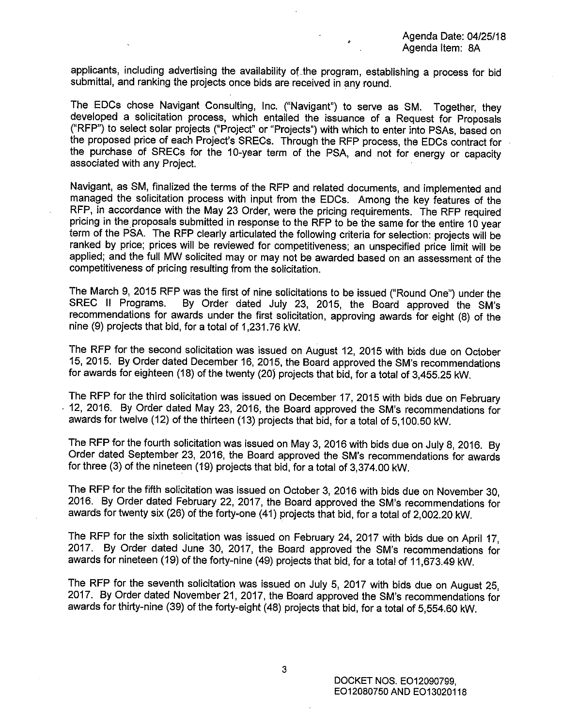applicants, including advertising the availability of the program, establishing a process for bid submittal, and ranking the projects once bids are received in any round.

The EDCs chose Navigant Consulting, Inc. ("Navigant") to serve as SM. Together, they developed a solicitation process, which entailed the issuance of a Request for Proposals ("RFP") to select solar projects ("Project" or "Projects") with which to enter into PSAs, based on the proposed price of each Project's SRECs. Through the RFP process, the EDCs contract for the purchase of SRECs for the 10-year term of the PSA, and not for energy or capacity associated with any Project.

Navigant, as SM, finalized the terms of the RFP and related documents, and implemented and managed the solicitation process with input from the EDCs. Among the key features of the RFP, in accordance with the May 23 Order, were the pricing requirements. The RFP required pricing in the proposals submitted in response to the RFP to be the same for the entire 10 year term of the PSA. The RFP clearly articulated the following criteria for selection: projects will be ranked by price; prices will be reviewed for competitiveness; an unspecified price limit will be applied; and the full MW solicited may or may not be awarded based on an assessment of the competitiveness of pricing resulting from the solicitation.

The March 9, 2015 RFP was the first of nine solicitations to be issued ("Round One") under the SREC II Programs. By Order dated July 23, 2015, the Board approved the SM's recommendations for awards under the first solicitation, approving awards for eight (8) of the nine (9) projects that bid, for a total of 1,231.76 kW.

The RFP for the second solicitation was issued on August 12, 2015 with bids due on October 15, 2015. By Order dated December 16, 2015, the Board approved the SM's recommendations for awards for eighteen (18) of the twenty (20) projects that bid, for a total of 3,455.25 kW.

The RFP for the third solicitation was issued on December 17, 2015 with bids due on February 12, 2016. By Order dated May 23, 2016, the Board approved the SM's recommendations for awards for twelve (12) of the thirteen (13) projects that bid, for a total of 5,100.50 kW.

The RFP for the fourth solicitation was issued on May 3, 2016 with bids due on July 8, 2016. By Order dated September 23, 2016, the Board approved the SM's recommendations for awards for three (3) of the nineteen (19) projects that bid, for a total of 3,374.00 kW.

The RFP for the fifth solicitation was issued on October 3, 2016 with bids due on November 30, 2016. By Order dated February 22, 2017, the Board approved the SM's recommendations for awards for twenty six (26) of the forty-one (41) projects that bid, for a total of 2,002.20 kW.

The RFP for the sixth solicitation was issued on February 24, 2017 with bids due on April 17, 2017. By Order dated June 30, 2017, the Board approved the SM's recommendations for awards for nineteen (19) of the forty-nine (49) projects that bid, for a total of 11,673.49 kW.

The RFP for the seventh solicitation was issued on July 5, 2017 with bids due on August 25, 2017. By Order dated November 21, 2017, the Board approved the SM's recommendations for awards for thirty-nine (39) of the forty-eight (48) projects that bid, for a total of 5,554.60 kW.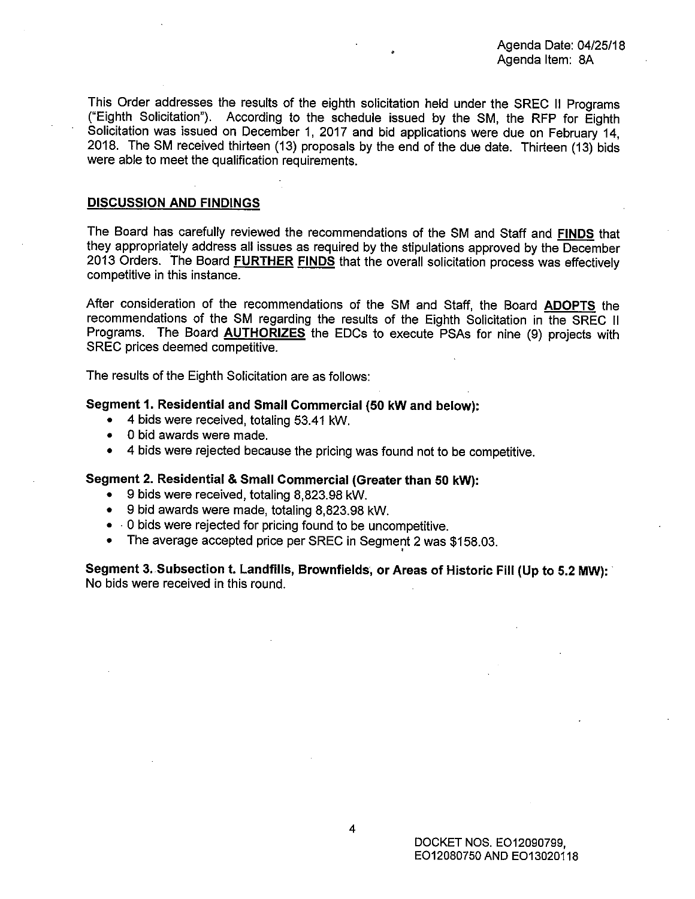This Order addresses the results of the eighth solicitation held under the SREC II Programs ("Eighth Solicitation"). According to the schedule issued by the SM, the RFP for Eighth Solicitation was issued on December 1, 2017 and bid applications were due on February 14, 2018. The SM received thirteen (13) proposals by the end of the due date. Thirteen (13) bids were able to meet the qualification requirements.

**DISCUSSION AND FINDINGS**

The Board has carefully reviewed the recommendations of the SM and Staff and **FINDS** that they appropriately address all issues as required by the stipulations approved by the December 2013 Orders. The Board **FURTHER FINDS** that the overall solicitation process was effectively competitive in this instance.

After consideration of the recommendations of the SM and Staff, the Board **ADOPTS** the recommendations of the SM regarding the results of the Eighth Solicitation in the SREC II Programs. The Board **AUTHORIZES** the EDCs to execute PSAs for nine (9) projects with SREC prices deemed competitive.

The results of the Eighth Solicitation are as follows:

**Segment 1. Residential and Small Commercial (50 kW and below):**

- 4 bids were received, totaling 53.41 kW.
- 0 bid awards were made.
- 4 bids were rejected because the pricing was found not to be competitive.

**Segment 2. Residential & Small Commercial (Greater than 50 kW):**

- 9 bids were received, totaling 8,823.98 kW.
- 9 bid awards were made, totaling 8,823.98 kW.
- 0 bids were rejected for pricing found to be uncompetitive.
- The average accepted price per SREC in Segment 2 was $158.03.

**Segment 3. Subsection t. Landfills, Brownfields, or Areas of Historic Fill (Up to 5.2 MW):**
No bids were received in this round.

DOCKET NOS. EO12090799, EO12080750 AND EO13020118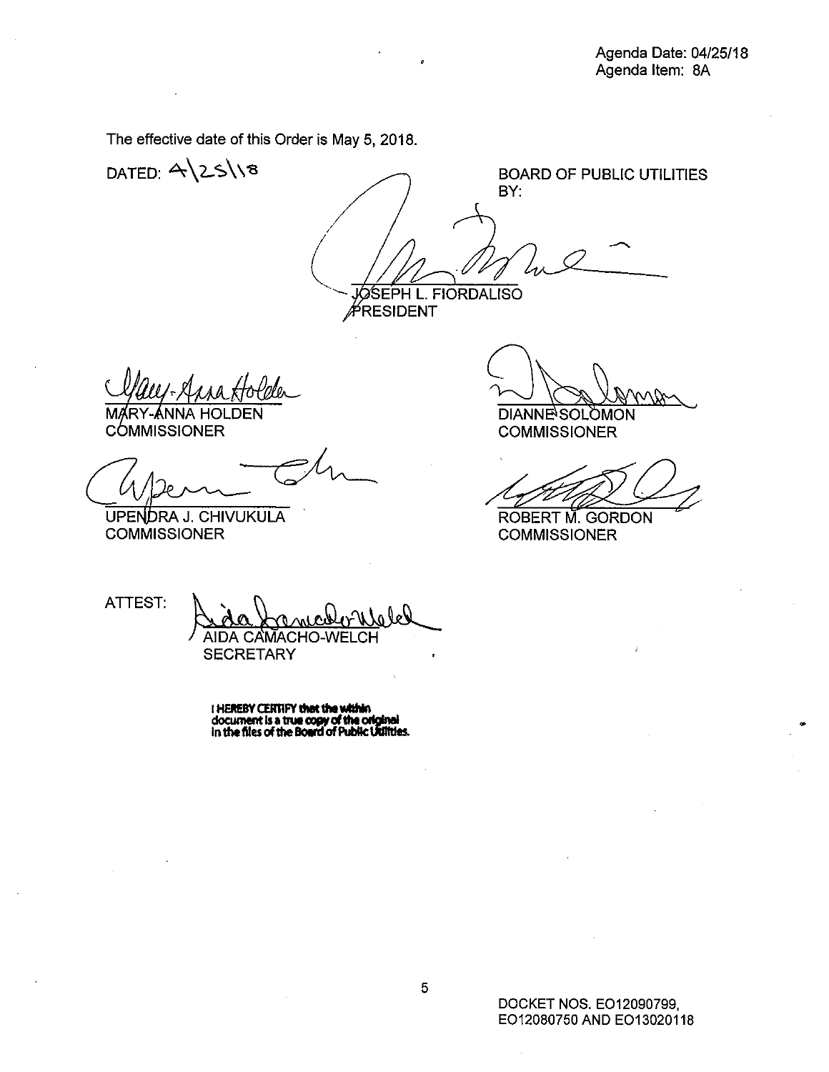Agenda Date: 04/25/18
Agenda Item: 8A

The effective date of this Order is May 5, 2018.

DATED: 4\25\18

BOARD OF PUBLIC UTILITIES
BY:

JOSEPH L. FIORDALISO
PRESIDENT

MARY-ANNA HOLDEN
COMMISSIONER

DIANNE SOLOMON
COMMISSIONER

UPENDRA J. CHIVUKULA
COMMISSIONER

ROBERT M. GORDON
COMMISSIONER

ATTEST:

AIDA CAMACHO-WELCH
SECRETARY

**I HEREBY CERTIFY that the within document is a true copy of the original in the files of the Board of Public Utilities.**

DOCKET NOS. EO12090799, EO12080750 AND EO13020118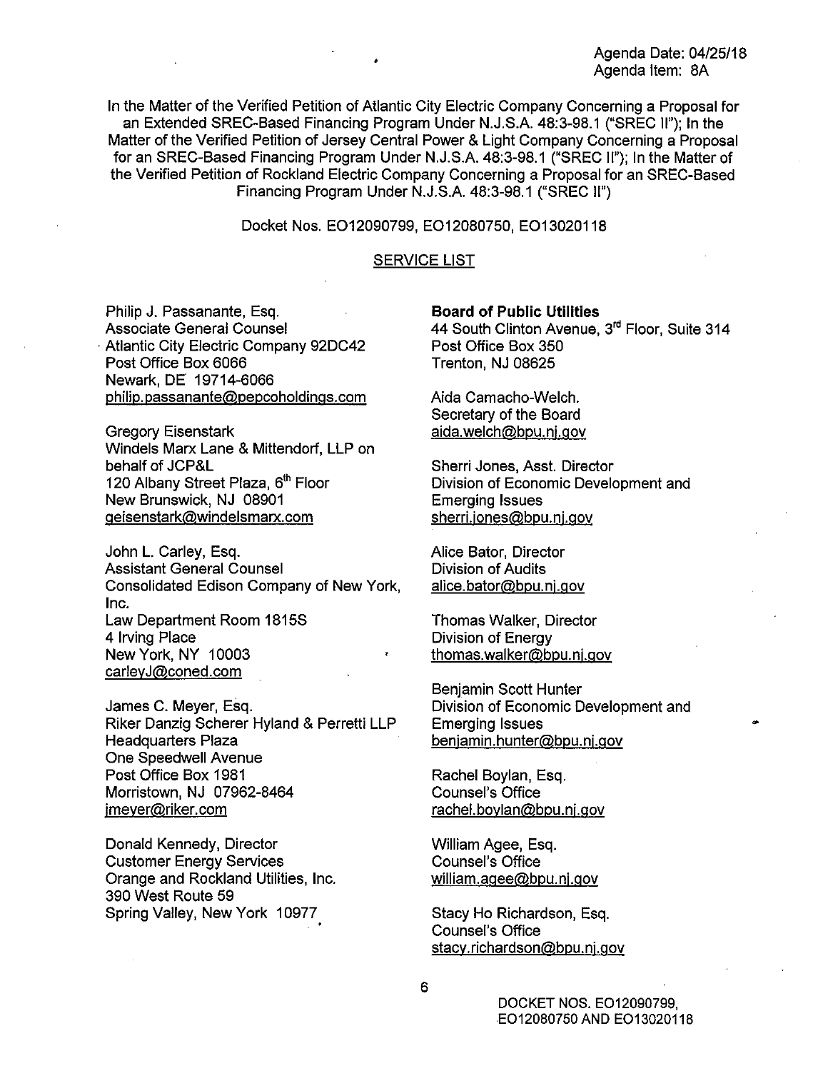Agenda Date: 04/25/18
Agenda Item: 8A

In the Matter of the Verified Petition of Atlantic City Electric Company Concerning a Proposal for an Extended SREC-Based Financing Program Under N.J.S.A. 48:3-98.1 ("SREC II"); In the Matter of the Verified Petition of Jersey Central Power & Light Company Concerning a Proposal for an SREC-Based Financing Program Under N.J.S.A. 48:3-98.1 ("SREC II"); In the Matter of the Verified Petition of Rockland Electric Company Concerning a Proposal for an SREC-Based Financing Program Under N.J.S.A. 48:3-98.1 ("SREC II")

Docket Nos. EO12090799, EO12080750, EO13020118

SERVICE LIST

Philip J. Passanante, Esq.
Associate General Counsel
Atlantic City Electric Company 92DC42
Post Office Box 6066
Newark, DE 19714-6066
philip.passanante@pepcoholdings.com

Gregory Eisenstark
Windels Marx Lane & Mittendorf, LLP on behalf of JCP&L
120 Albany Street Plaza, 6th Floor
New Brunswick, NJ 08901
geisenstark@windelsmarx.com

John L. Carley, Esq.
Assistant General Counsel
Consolidated Edison Company of New York, Inc.
Law Department Room 1815S
4 Irving Place
New York, NY 10003
carleyJ@coned.com

James C. Meyer, Esq.
Riker Danzig Scherer Hyland & Perretti LLP
Headquarters Plaza
One Speedwell Avenue
Post Office Box 1981
Morristown, NJ 07962-8464
jmeyer@riker.com

Donald Kennedy, Director
Customer Energy Services
Orange and Rockland Utilities, Inc.
390 West Route 59
Spring Valley, New York 10977

**Board of Public Utilities**
44 South Clinton Avenue, 3rd Floor, Suite 314
Post Office Box 350
Trenton, NJ 08625

Aida Camacho-Welch.
Secretary of the Board
aida.welch@bpu.nj.gov

Sherri Jones, Asst. Director
Division of Economic Development and Emerging Issues
sherri.jones@bpu.nj.gov

Alice Bator, Director
Division of Audits
alice.bator@bpu.nj.gov

Thomas Walker, Director
Division of Energy
thomas.walker@bpu.nj.gov

Benjamin Scott Hunter
Division of Economic Development and Emerging Issues
benjamin.hunter@bpu.nj.gov

Rachel Boylan, Esq.
Counsel's Office
rachel.boylan@bpu.nj.gov

William Agee, Esq.
Counsel's Office
william.agee@bpu.nj.gov

Stacy Ho Richardson, Esq.
Counsel's Office
stacy.richardson@bpu.nj.gov

DOCKET NOS. EO12090799, EO12080750 AND EO13020118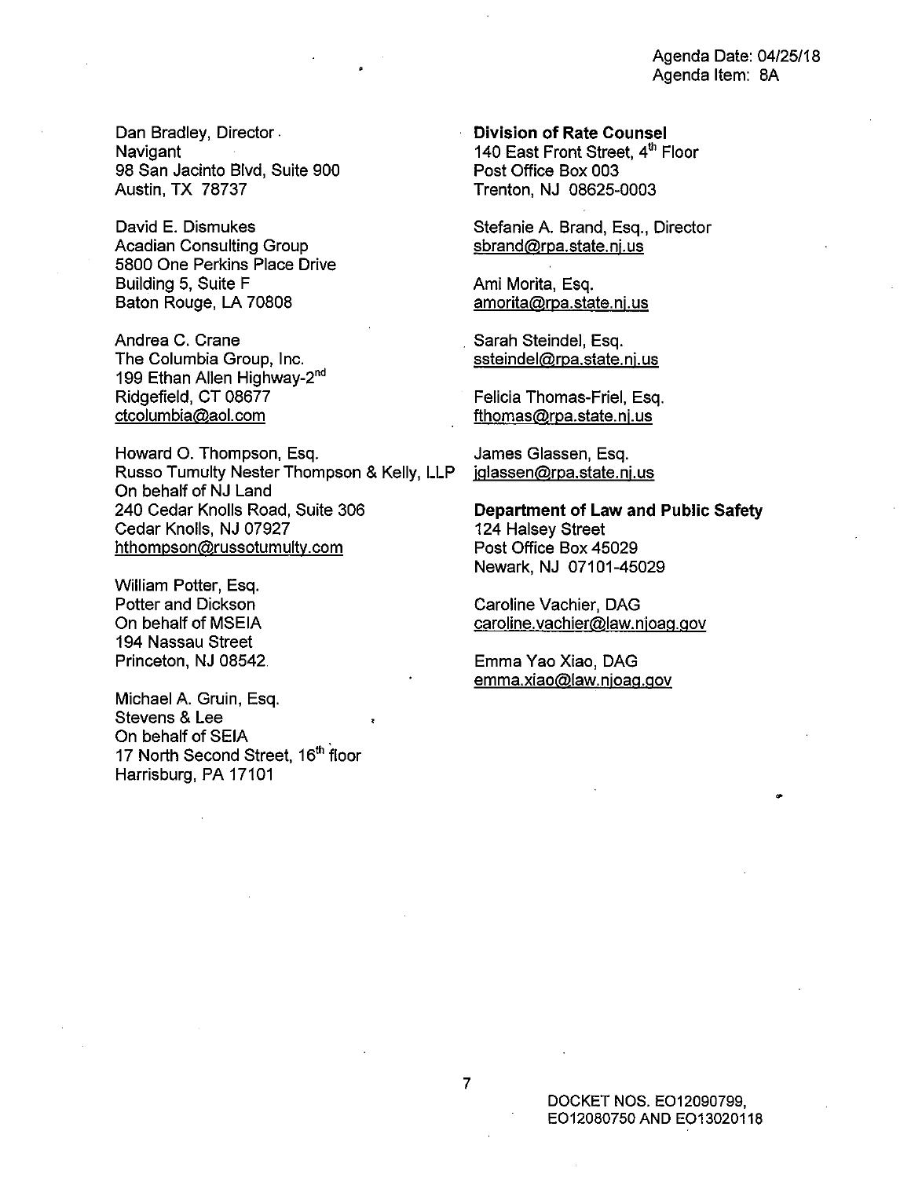Agenda Date: 04/25/18
Agenda Item: 8A

Dan Bradley, Director
Navigant
98 San Jacinto Blvd, Suite 900
Austin, TX 78737

David E. Dismukes
Acadian Consulting Group
5800 One Perkins Place Drive
Building 5, Suite F
Baton Rouge, LA 70808

Andrea C. Crane
The Columbia Group, Inc.
199 Ethan Allen Highway-2nd
Ridgefield, CT 08677
ctcolumbia@aol.com

Howard O. Thompson, Esq.
Russo Tumulty Nester Thompson & Kelly, LLP
On behalf of NJ Land
240 Cedar Knolls Road, Suite 306
Cedar Knolls, NJ 07927
hthompson@russotumulty.com

William Potter, Esq.
Potter and Dickson
On behalf of MSEIA
194 Nassau Street
Princeton, NJ 08542

Michael A. Gruin, Esq.
Stevens & Lee
On behalf of SEIA
17 North Second Street, 16th floor
Harrisburg, PA 17101

**Division of Rate Counsel**
140 East Front Street, 4th Floor
Post Office Box 003
Trenton, NJ 08625-0003

Stefanie A. Brand, Esq., Director
sbrand@rpa.state.nj.us

Ami Morita, Esq.
amorita@rpa.state.nj.us

Sarah Steindel, Esq.
ssteindel@rpa.state.nj.us

Felicia Thomas-Friel, Esq.
fthomas@rpa.state.nj.us

James Glassen, Esq.
jglassen@rpa.state.nj.us

**Department of Law and Public Safety**
124 Halsey Street
Post Office Box 45029
Newark, NJ 07101-45029

Caroline Vachier, DAG
caroline.vachier@law.njoag.gov

Emma Yao Xiao, DAG
emma.xiao@law.njoag.gov

DOCKET NOS. EO12090799,
EO12080750 AND EO13020118